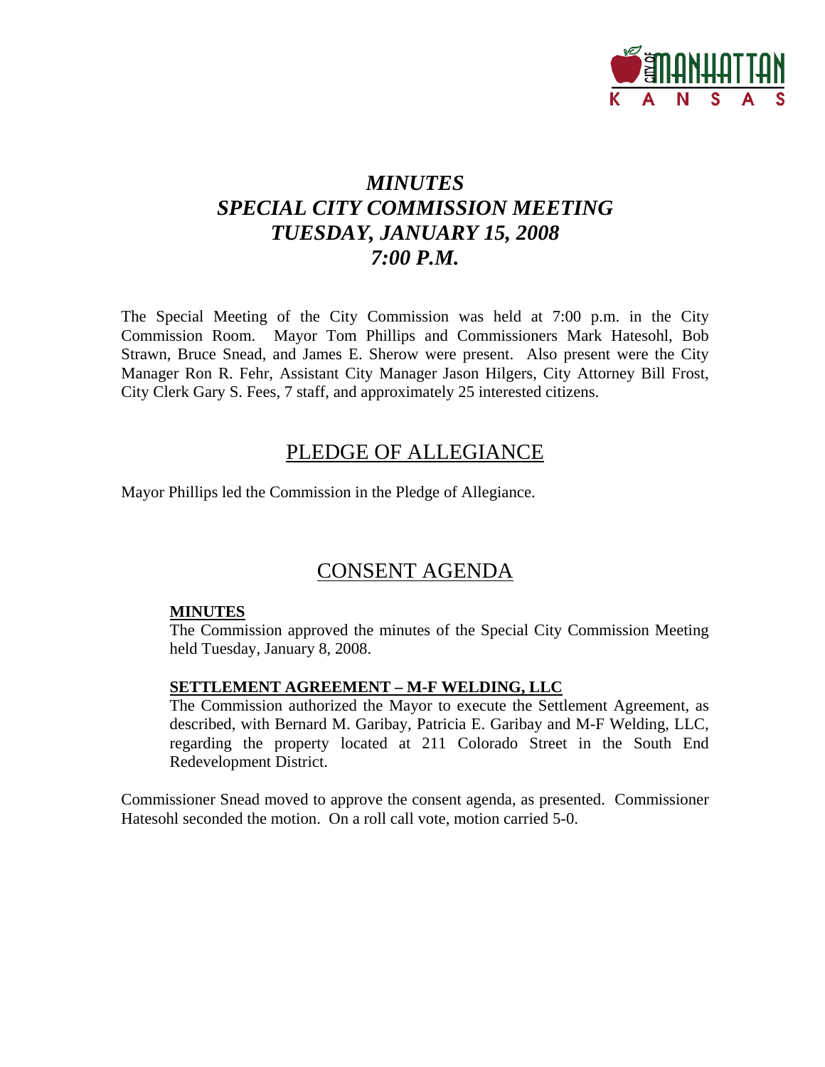# *MINUTES*
# *SPECIAL CITY COMMISSION MEETING*
# *TUESDAY, JANUARY 15, 2008*
# *7:00 P.M.*

The Special Meeting of the City Commission was held at 7:00 p.m. in the City Commission Room. Mayor Tom Phillips and Commissioners Mark Hatesohl, Bob Strawn, Bruce Snead, and James E. Sherow were present. Also present were the City Manager Ron R. Fehr, Assistant City Manager Jason Hilgers, City Attorney Bill Frost, City Clerk Gary S. Fees, 7 staff, and approximately 25 interested citizens.

## PLEDGE OF ALLEGIANCE

Mayor Phillips led the Commission in the Pledge of Allegiance.

## CONSENT AGENDA

**MINUTES**

The Commission approved the minutes of the Special City Commission Meeting held Tuesday, January 8, 2008.

**SETTLEMENT AGREEMENT – M-F WELDING, LLC**

The Commission authorized the Mayor to execute the Settlement Agreement, as described, with Bernard M. Garibay, Patricia E. Garibay and M-F Welding, LLC, regarding the property located at 211 Colorado Street in the South End Redevelopment District.

Commissioner Snead moved to approve the consent agenda, as presented. Commissioner Hatesohl seconded the motion. On a roll call vote, motion carried 5-0.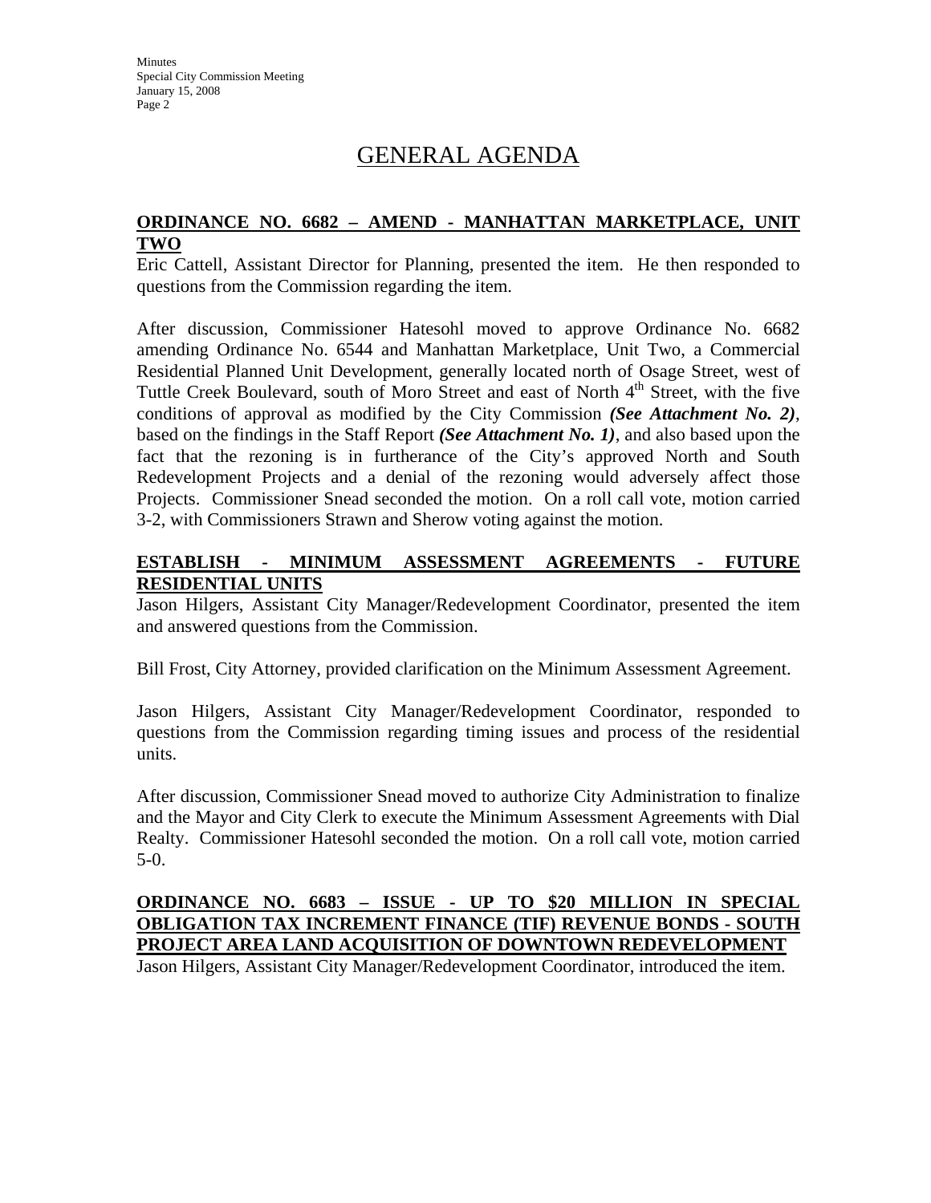# GENERAL AGENDA

**ORDINANCE NO. 6682 – AMEND - MANHATTAN MARKETPLACE, UNIT TWO**

Eric Cattell, Assistant Director for Planning, presented the item. He then responded to questions from the Commission regarding the item.

After discussion, Commissioner Hatesohl moved to approve Ordinance No. 6682 amending Ordinance No. 6544 and Manhattan Marketplace, Unit Two, a Commercial Residential Planned Unit Development, generally located north of Osage Street, west of Tuttle Creek Boulevard, south of Moro Street and east of North 4th Street, with the five conditions of approval as modified by the City Commission ***(See Attachment No. 2)***, based on the findings in the Staff Report ***(See Attachment No. 1)***, and also based upon the fact that the rezoning is in furtherance of the City's approved North and South Redevelopment Projects and a denial of the rezoning would adversely affect those Projects. Commissioner Snead seconded the motion. On a roll call vote, motion carried 3-2, with Commissioners Strawn and Sherow voting against the motion.

**ESTABLISH - MINIMUM ASSESSMENT AGREEMENTS - FUTURE RESIDENTIAL UNITS**

Jason Hilgers, Assistant City Manager/Redevelopment Coordinator, presented the item and answered questions from the Commission.

Bill Frost, City Attorney, provided clarification on the Minimum Assessment Agreement.

Jason Hilgers, Assistant City Manager/Redevelopment Coordinator, responded to questions from the Commission regarding timing issues and process of the residential units.

After discussion, Commissioner Snead moved to authorize City Administration to finalize and the Mayor and City Clerk to execute the Minimum Assessment Agreements with Dial Realty. Commissioner Hatesohl seconded the motion. On a roll call vote, motion carried 5-0.

**ORDINANCE NO. 6683 – ISSUE - UP TO $20 MILLION IN SPECIAL OBLIGATION TAX INCREMENT FINANCE (TIF) REVENUE BONDS - SOUTH PROJECT AREA LAND ACQUISITION OF DOWNTOWN REDEVELOPMENT**

Jason Hilgers, Assistant City Manager/Redevelopment Coordinator, introduced the item.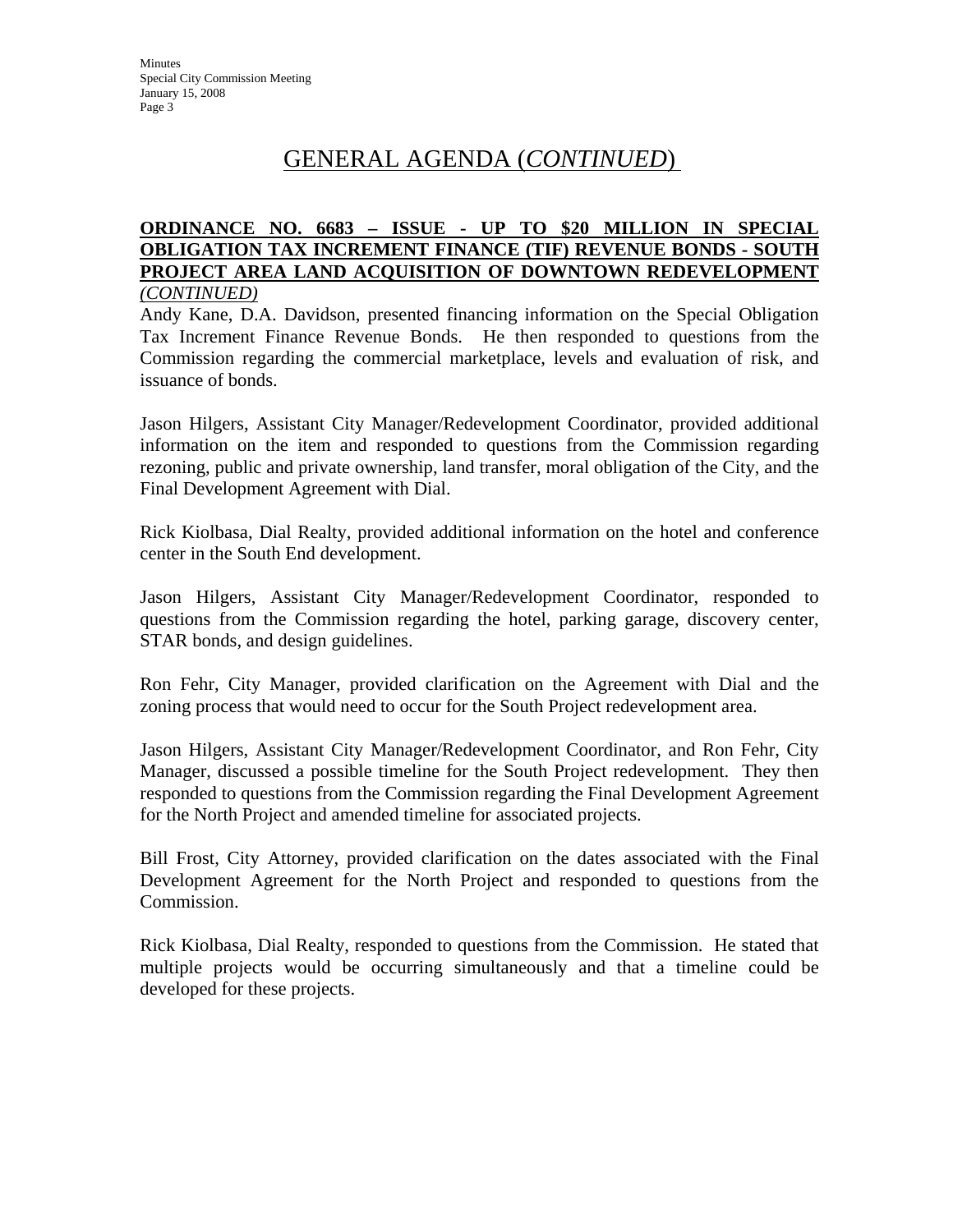# GENERAL AGENDA (*CONTINUED*)

**ORDINANCE NO. 6683 – ISSUE - UP TO $20 MILLION IN SPECIAL OBLIGATION TAX INCREMENT FINANCE (TIF) REVENUE BONDS - SOUTH PROJECT AREA LAND ACQUISITION OF DOWNTOWN REDEVELOPMENT** *(CONTINUED)*

Andy Kane, D.A. Davidson, presented financing information on the Special Obligation Tax Increment Finance Revenue Bonds. He then responded to questions from the Commission regarding the commercial marketplace, levels and evaluation of risk, and issuance of bonds.

Jason Hilgers, Assistant City Manager/Redevelopment Coordinator, provided additional information on the item and responded to questions from the Commission regarding rezoning, public and private ownership, land transfer, moral obligation of the City, and the Final Development Agreement with Dial.

Rick Kiolbasa, Dial Realty, provided additional information on the hotel and conference center in the South End development.

Jason Hilgers, Assistant City Manager/Redevelopment Coordinator, responded to questions from the Commission regarding the hotel, parking garage, discovery center, STAR bonds, and design guidelines.

Ron Fehr, City Manager, provided clarification on the Agreement with Dial and the zoning process that would need to occur for the South Project redevelopment area.

Jason Hilgers, Assistant City Manager/Redevelopment Coordinator, and Ron Fehr, City Manager, discussed a possible timeline for the South Project redevelopment. They then responded to questions from the Commission regarding the Final Development Agreement for the North Project and amended timeline for associated projects.

Bill Frost, City Attorney, provided clarification on the dates associated with the Final Development Agreement for the North Project and responded to questions from the Commission.

Rick Kiolbasa, Dial Realty, responded to questions from the Commission. He stated that multiple projects would be occurring simultaneously and that a timeline could be developed for these projects.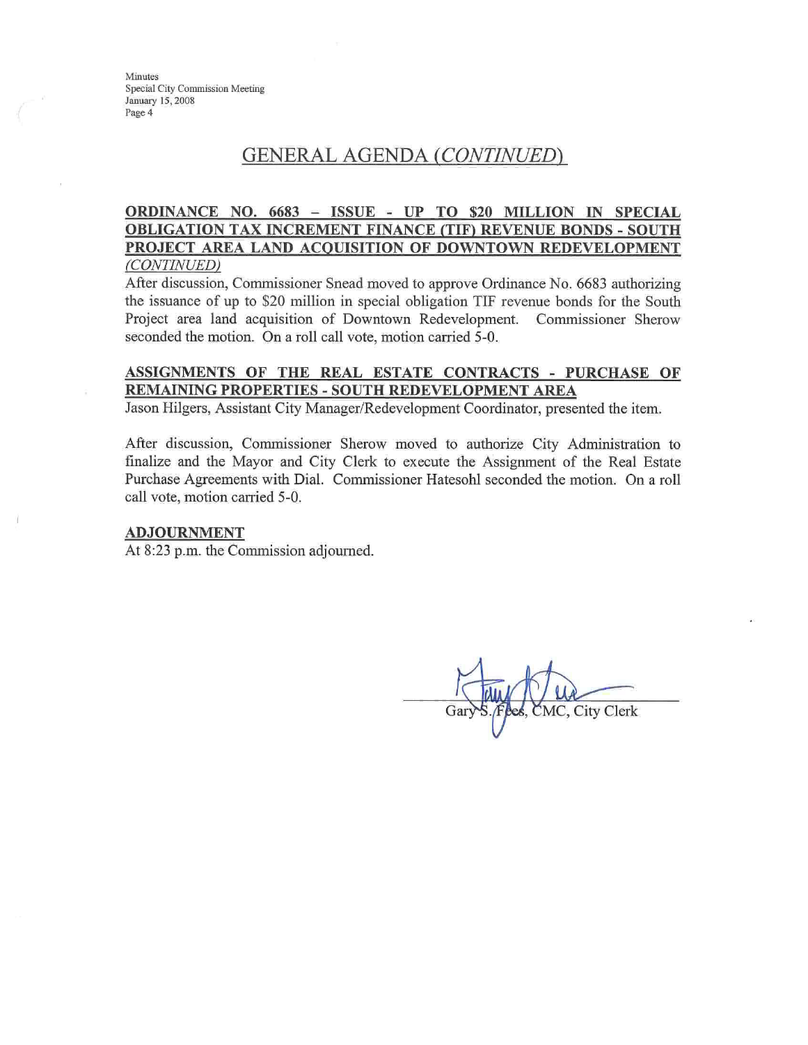## GENERAL AGENDA *(CONTINUED)*

**ORDINANCE NO. 6683 – ISSUE - UP TO $20 MILLION IN SPECIAL OBLIGATION TAX INCREMENT FINANCE (TIF) REVENUE BONDS - SOUTH PROJECT AREA LAND ACQUISITION OF DOWNTOWN REDEVELOPMENT** *(CONTINUED)*

After discussion, Commissioner Snead moved to approve Ordinance No. 6683 authorizing the issuance of up to $20 million in special obligation TIF revenue bonds for the South Project area land acquisition of Downtown Redevelopment. Commissioner Sherow seconded the motion. On a roll call vote, motion carried 5-0.

**ASSIGNMENTS OF THE REAL ESTATE CONTRACTS - PURCHASE OF REMAINING PROPERTIES - SOUTH REDEVELOPMENT AREA**

Jason Hilgers, Assistant City Manager/Redevelopment Coordinator, presented the item.

After discussion, Commissioner Sherow moved to authorize City Administration to finalize and the Mayor and City Clerk to execute the Assignment of the Real Estate Purchase Agreements with Dial. Commissioner Hatesohl seconded the motion. On a roll call vote, motion carried 5-0.

**ADJOURNMENT**

At 8:23 p.m. the Commission adjourned.

Gary S. Fees, CMC, City Clerk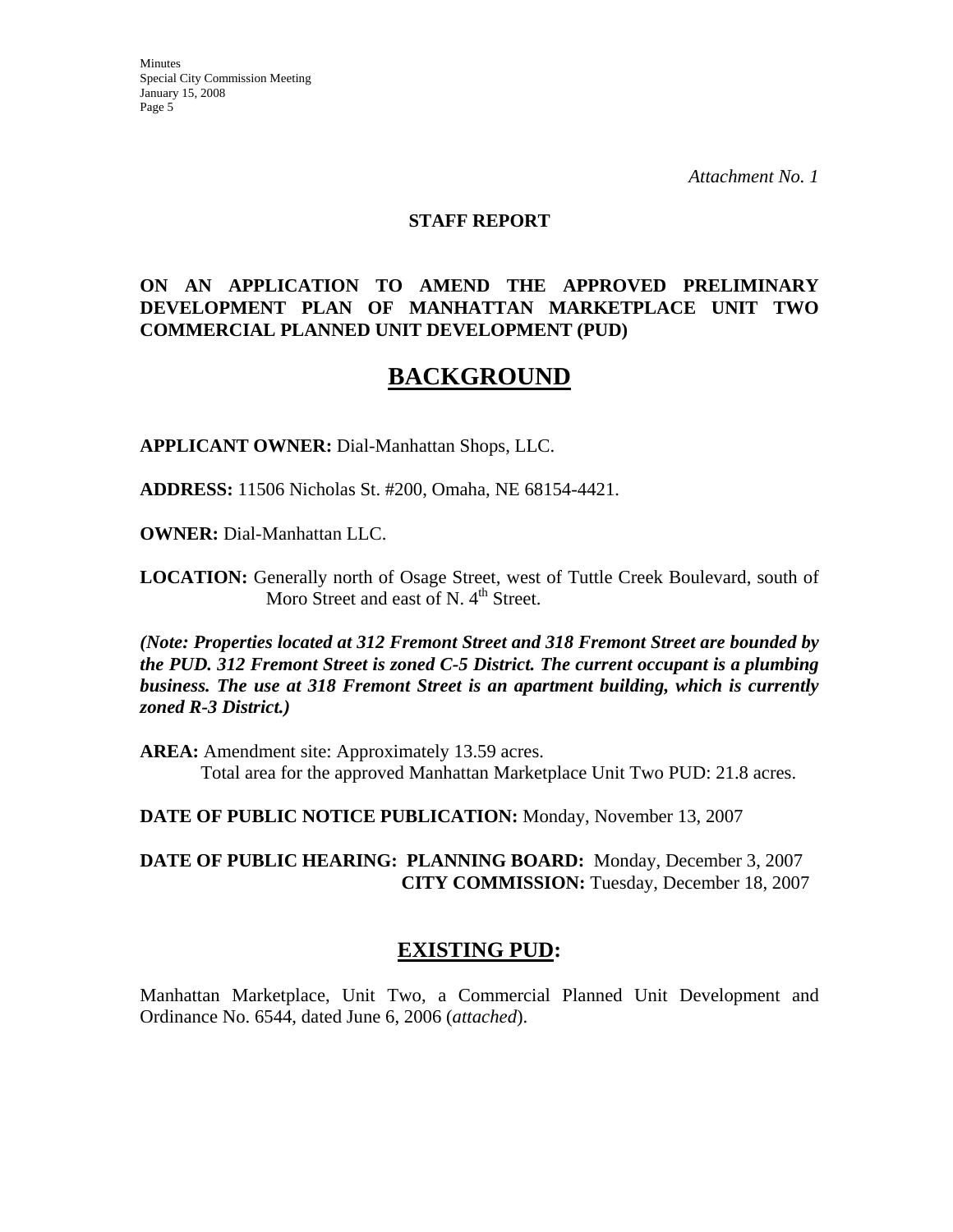*Attachment No. 1*

**STAFF REPORT**

**ON AN APPLICATION TO AMEND THE APPROVED PRELIMINARY DEVELOPMENT PLAN OF MANHATTAN MARKETPLACE UNIT TWO COMMERCIAL PLANNED UNIT DEVELOPMENT (PUD)**

# BACKGROUND

**APPLICANT OWNER:** Dial-Manhattan Shops, LLC.

**ADDRESS:** 11506 Nicholas St. #200, Omaha, NE 68154-4421.

**OWNER:** Dial-Manhattan LLC.

**LOCATION:** Generally north of Osage Street, west of Tuttle Creek Boulevard, south of Moro Street and east of N. 4th Street.

***(Note: Properties located at 312 Fremont Street and 318 Fremont Street are bounded by the PUD. 312 Fremont Street is zoned C-5 District. The current occupant is a plumbing business. The use at 318 Fremont Street is an apartment building, which is currently zoned R-3 District.)***

**AREA:** Amendment site: Approximately 13.59 acres.
Total area for the approved Manhattan Marketplace Unit Two PUD: 21.8 acres.

**DATE OF PUBLIC NOTICE PUBLICATION:** Monday, November 13, 2007

**DATE OF PUBLIC HEARING: PLANNING BOARD:** Monday, December 3, 2007
**CITY COMMISSION:** Tuesday, December 18, 2007

## EXISTING PUD:

Manhattan Marketplace, Unit Two, a Commercial Planned Unit Development and Ordinance No. 6544, dated June 6, 2006 (*attached*).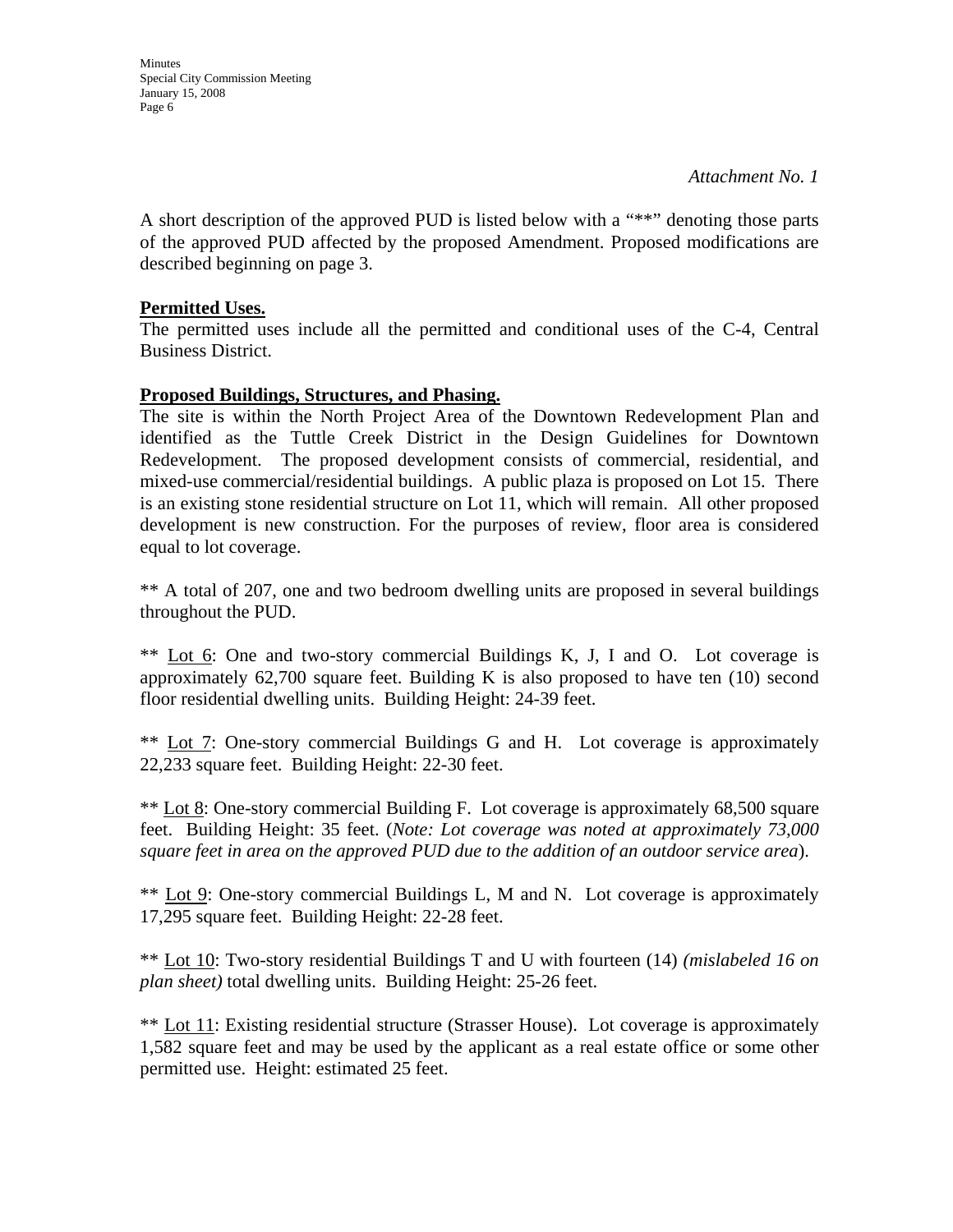*Attachment No. 1*

A short description of the approved PUD is listed below with a "**" denoting those parts of the approved PUD affected by the proposed Amendment. Proposed modifications are described beginning on page 3.

**Permitted Uses.**

The permitted uses include all the permitted and conditional uses of the C-4, Central Business District.

**Proposed Buildings, Structures, and Phasing.**

The site is within the North Project Area of the Downtown Redevelopment Plan and identified as the Tuttle Creek District in the Design Guidelines for Downtown Redevelopment. The proposed development consists of commercial, residential, and mixed-use commercial/residential buildings. A public plaza is proposed on Lot 15. There is an existing stone residential structure on Lot 11, which will remain. All other proposed development is new construction. For the purposes of review, floor area is considered equal to lot coverage.

** A total of 207, one and two bedroom dwelling units are proposed in several buildings throughout the PUD.

** Lot 6: One and two-story commercial Buildings K, J, I and O. Lot coverage is approximately 62,700 square feet. Building K is also proposed to have ten (10) second floor residential dwelling units. Building Height: 24-39 feet.

** Lot 7: One-story commercial Buildings G and H. Lot coverage is approximately 22,233 square feet. Building Height: 22-30 feet.

** Lot 8: One-story commercial Building F. Lot coverage is approximately 68,500 square feet. Building Height: 35 feet. (*Note: Lot coverage was noted at approximately 73,000 square feet in area on the approved PUD due to the addition of an outdoor service area*).

** Lot 9: One-story commercial Buildings L, M and N. Lot coverage is approximately 17,295 square feet. Building Height: 22-28 feet.

** Lot 10: Two-story residential Buildings T and U with fourteen (14) *(mislabeled 16 on plan sheet)* total dwelling units. Building Height: 25-26 feet.

** Lot 11: Existing residential structure (Strasser House). Lot coverage is approximately 1,582 square feet and may be used by the applicant as a real estate office or some other permitted use. Height: estimated 25 feet.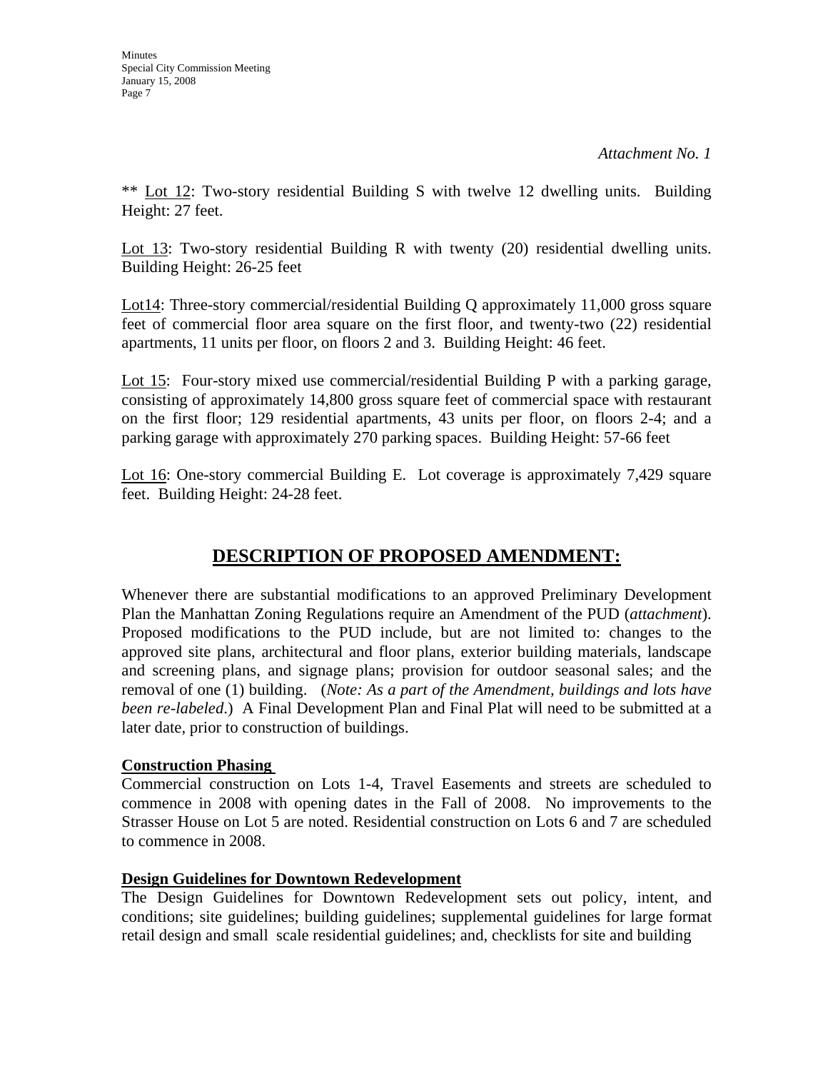*Attachment No. 1*

** Lot 12: Two-story residential Building S with twelve 12 dwelling units. Building Height: 27 feet.

Lot 13: Two-story residential Building R with twenty (20) residential dwelling units. Building Height: 26-25 feet

Lot14: Three-story commercial/residential Building Q approximately 11,000 gross square feet of commercial floor area square on the first floor, and twenty-two (22) residential apartments, 11 units per floor, on floors 2 and 3. Building Height: 46 feet.

Lot 15: Four-story mixed use commercial/residential Building P with a parking garage, consisting of approximately 14,800 gross square feet of commercial space with restaurant on the first floor; 129 residential apartments, 43 units per floor, on floors 2-4; and a parking garage with approximately 270 parking spaces. Building Height: 57-66 feet

Lot 16: One-story commercial Building E. Lot coverage is approximately 7,429 square feet. Building Height: 24-28 feet.

## DESCRIPTION OF PROPOSED AMENDMENT:

Whenever there are substantial modifications to an approved Preliminary Development Plan the Manhattan Zoning Regulations require an Amendment of the PUD (*attachment*). Proposed modifications to the PUD include, but are not limited to: changes to the approved site plans, architectural and floor plans, exterior building materials, landscape and screening plans, and signage plans; provision for outdoor seasonal sales; and the removal of one (1) building. (*Note: As a part of the Amendment, buildings and lots have been re-labeled.*) A Final Development Plan and Final Plat will need to be submitted at a later date, prior to construction of buildings.

**Construction Phasing**

Commercial construction on Lots 1-4, Travel Easements and streets are scheduled to commence in 2008 with opening dates in the Fall of 2008. No improvements to the Strasser House on Lot 5 are noted. Residential construction on Lots 6 and 7 are scheduled to commence in 2008.

**Design Guidelines for Downtown Redevelopment**

The Design Guidelines for Downtown Redevelopment sets out policy, intent, and conditions; site guidelines; building guidelines; supplemental guidelines for large format retail design and small scale residential guidelines; and, checklists for site and building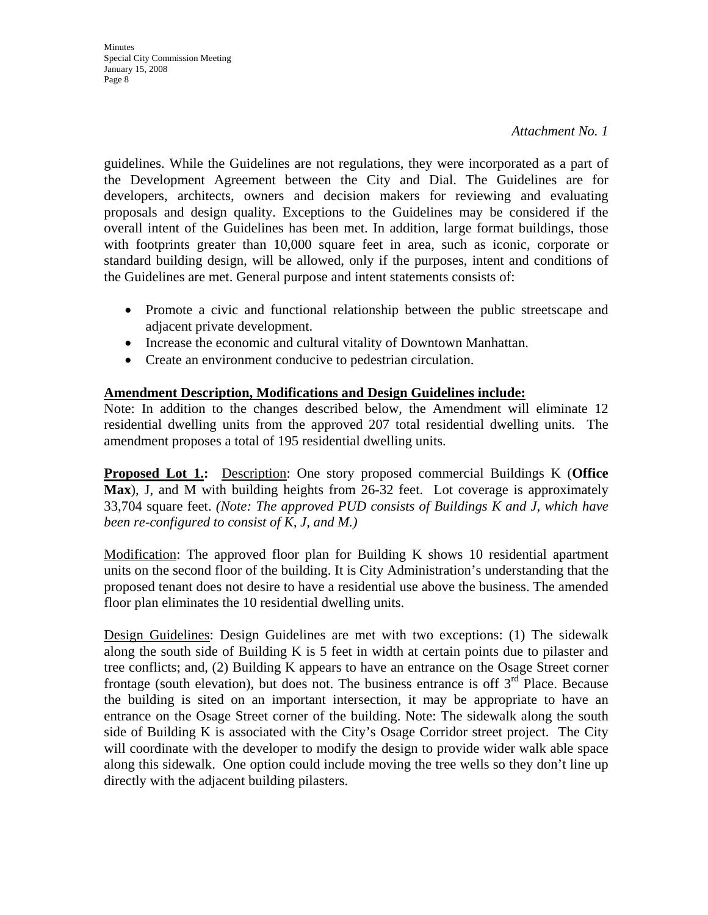*Attachment No. 1*

guidelines. While the Guidelines are not regulations, they were incorporated as a part of the Development Agreement between the City and Dial. The Guidelines are for developers, architects, owners and decision makers for reviewing and evaluating proposals and design quality. Exceptions to the Guidelines may be considered if the overall intent of the Guidelines has been met. In addition, large format buildings, those with footprints greater than 10,000 square feet in area, such as iconic, corporate or standard building design, will be allowed, only if the purposes, intent and conditions of the Guidelines are met. General purpose and intent statements consists of:

- Promote a civic and functional relationship between the public streetscape and adjacent private development.
- Increase the economic and cultural vitality of Downtown Manhattan.
- Create an environment conducive to pedestrian circulation.

**Amendment Description, Modifications and Design Guidelines include:**

Note: In addition to the changes described below, the Amendment will eliminate 12 residential dwelling units from the approved 207 total residential dwelling units. The amendment proposes a total of 195 residential dwelling units.

**Proposed Lot 1.:** Description: One story proposed commercial Buildings K (**Office Max**), J, and M with building heights from 26-32 feet. Lot coverage is approximately 33,704 square feet. *(Note: The approved PUD consists of Buildings K and J, which have been re-configured to consist of K, J, and M.)*

Modification: The approved floor plan for Building K shows 10 residential apartment units on the second floor of the building. It is City Administration's understanding that the proposed tenant does not desire to have a residential use above the business. The amended floor plan eliminates the 10 residential dwelling units.

Design Guidelines: Design Guidelines are met with two exceptions: (1) The sidewalk along the south side of Building K is 5 feet in width at certain points due to pilaster and tree conflicts; and, (2) Building K appears to have an entrance on the Osage Street corner frontage (south elevation), but does not. The business entrance is off 3rd Place. Because the building is sited on an important intersection, it may be appropriate to have an entrance on the Osage Street corner of the building. Note: The sidewalk along the south side of Building K is associated with the City's Osage Corridor street project. The City will coordinate with the developer to modify the design to provide wider walk able space along this sidewalk. One option could include moving the tree wells so they don't line up directly with the adjacent building pilasters.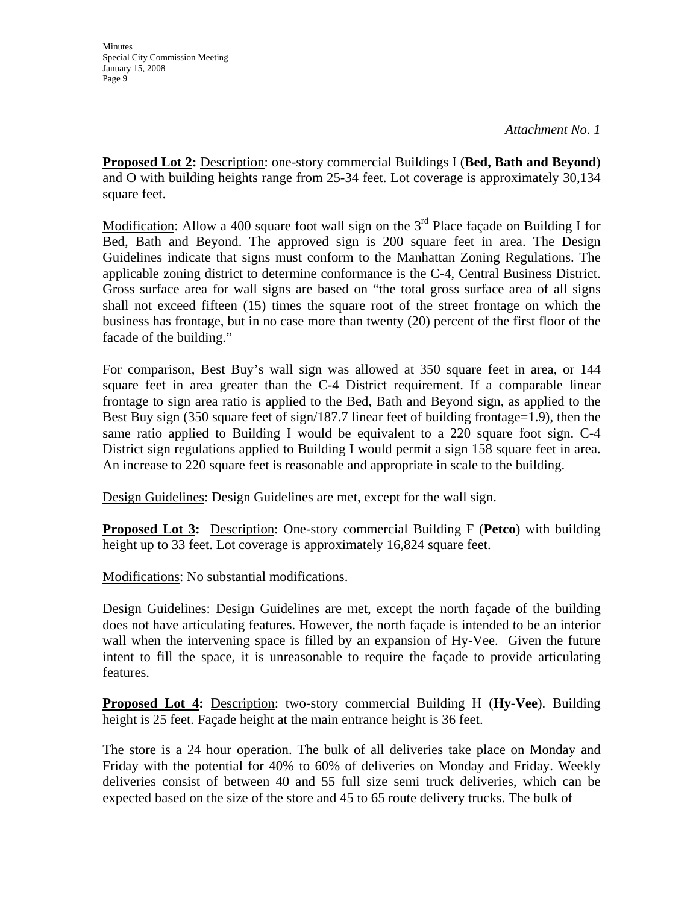*Attachment No. 1*

**<u>Proposed Lot 2</u>:** <u>Description</u>: one-story commercial Buildings I (**Bed, Bath and Beyond**) and O with building heights range from 25-34 feet. Lot coverage is approximately 30,134 square feet.

<u>Modification</u>: Allow a 400 square foot wall sign on the 3rd Place façade on Building I for Bed, Bath and Beyond. The approved sign is 200 square feet in area. The Design Guidelines indicate that signs must conform to the Manhattan Zoning Regulations. The applicable zoning district to determine conformance is the C-4, Central Business District. Gross surface area for wall signs are based on "the total gross surface area of all signs shall not exceed fifteen (15) times the square root of the street frontage on which the business has frontage, but in no case more than twenty (20) percent of the first floor of the facade of the building."

For comparison, Best Buy's wall sign was allowed at 350 square feet in area, or 144 square feet in area greater than the C-4 District requirement. If a comparable linear frontage to sign area ratio is applied to the Bed, Bath and Beyond sign, as applied to the Best Buy sign (350 square feet of sign/187.7 linear feet of building frontage=1.9), then the same ratio applied to Building I would be equivalent to a 220 square foot sign. C-4 District sign regulations applied to Building I would permit a sign 158 square feet in area. An increase to 220 square feet is reasonable and appropriate in scale to the building.

<u>Design Guidelines</u>: Design Guidelines are met, except for the wall sign.

**<u>Proposed Lot 3</u>:** <u>Description</u>: One-story commercial Building F (**Petco**) with building height up to 33 feet. Lot coverage is approximately 16,824 square feet.

<u>Modifications</u>: No substantial modifications.

<u>Design Guidelines</u>: Design Guidelines are met, except the north façade of the building does not have articulating features. However, the north façade is intended to be an interior wall when the intervening space is filled by an expansion of Hy-Vee. Given the future intent to fill the space, it is unreasonable to require the façade to provide articulating features.

**<u>Proposed Lot 4</u>:** <u>Description</u>: two-story commercial Building H (**Hy-Vee**). Building height is 25 feet. Façade height at the main entrance height is 36 feet.

The store is a 24 hour operation. The bulk of all deliveries take place on Monday and Friday with the potential for 40% to 60% of deliveries on Monday and Friday. Weekly deliveries consist of between 40 and 55 full size semi truck deliveries, which can be expected based on the size of the store and 45 to 65 route delivery trucks. The bulk of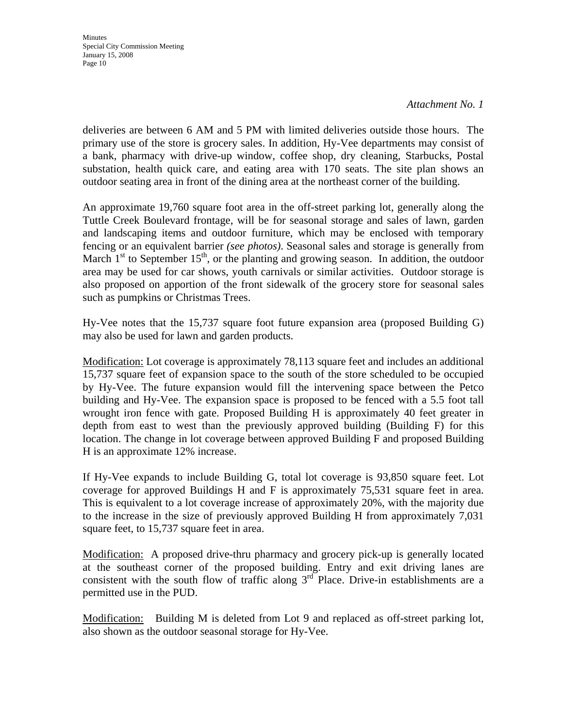*Attachment No. 1*

deliveries are between 6 AM and 5 PM with limited deliveries outside those hours. The primary use of the store is grocery sales. In addition, Hy-Vee departments may consist of a bank, pharmacy with drive-up window, coffee shop, dry cleaning, Starbucks, Postal substation, health quick care, and eating area with 170 seats. The site plan shows an outdoor seating area in front of the dining area at the northeast corner of the building.

An approximate 19,760 square foot area in the off-street parking lot, generally along the Tuttle Creek Boulevard frontage, will be for seasonal storage and sales of lawn, garden and landscaping items and outdoor furniture, which may be enclosed with temporary fencing or an equivalent barrier *(see photos)*. Seasonal sales and storage is generally from March 1st to September 15th, or the planting and growing season. In addition, the outdoor area may be used for car shows, youth carnivals or similar activities. Outdoor storage is also proposed on apportion of the front sidewalk of the grocery store for seasonal sales such as pumpkins or Christmas Trees.

Hy-Vee notes that the 15,737 square foot future expansion area (proposed Building G) may also be used for lawn and garden products.

Modification: Lot coverage is approximately 78,113 square feet and includes an additional 15,737 square feet of expansion space to the south of the store scheduled to be occupied by Hy-Vee. The future expansion would fill the intervening space between the Petco building and Hy-Vee. The expansion space is proposed to be fenced with a 5.5 foot tall wrought iron fence with gate. Proposed Building H is approximately 40 feet greater in depth from east to west than the previously approved building (Building F) for this location. The change in lot coverage between approved Building F and proposed Building H is an approximate 12% increase.

If Hy-Vee expands to include Building G, total lot coverage is 93,850 square feet. Lot coverage for approved Buildings H and F is approximately 75,531 square feet in area. This is equivalent to a lot coverage increase of approximately 20%, with the majority due to the increase in the size of previously approved Building H from approximately 7,031 square feet, to 15,737 square feet in area.

Modification: A proposed drive-thru pharmacy and grocery pick-up is generally located at the southeast corner of the proposed building. Entry and exit driving lanes are consistent with the south flow of traffic along 3rd Place. Drive-in establishments are a permitted use in the PUD.

Modification: Building M is deleted from Lot 9 and replaced as off-street parking lot, also shown as the outdoor seasonal storage for Hy-Vee.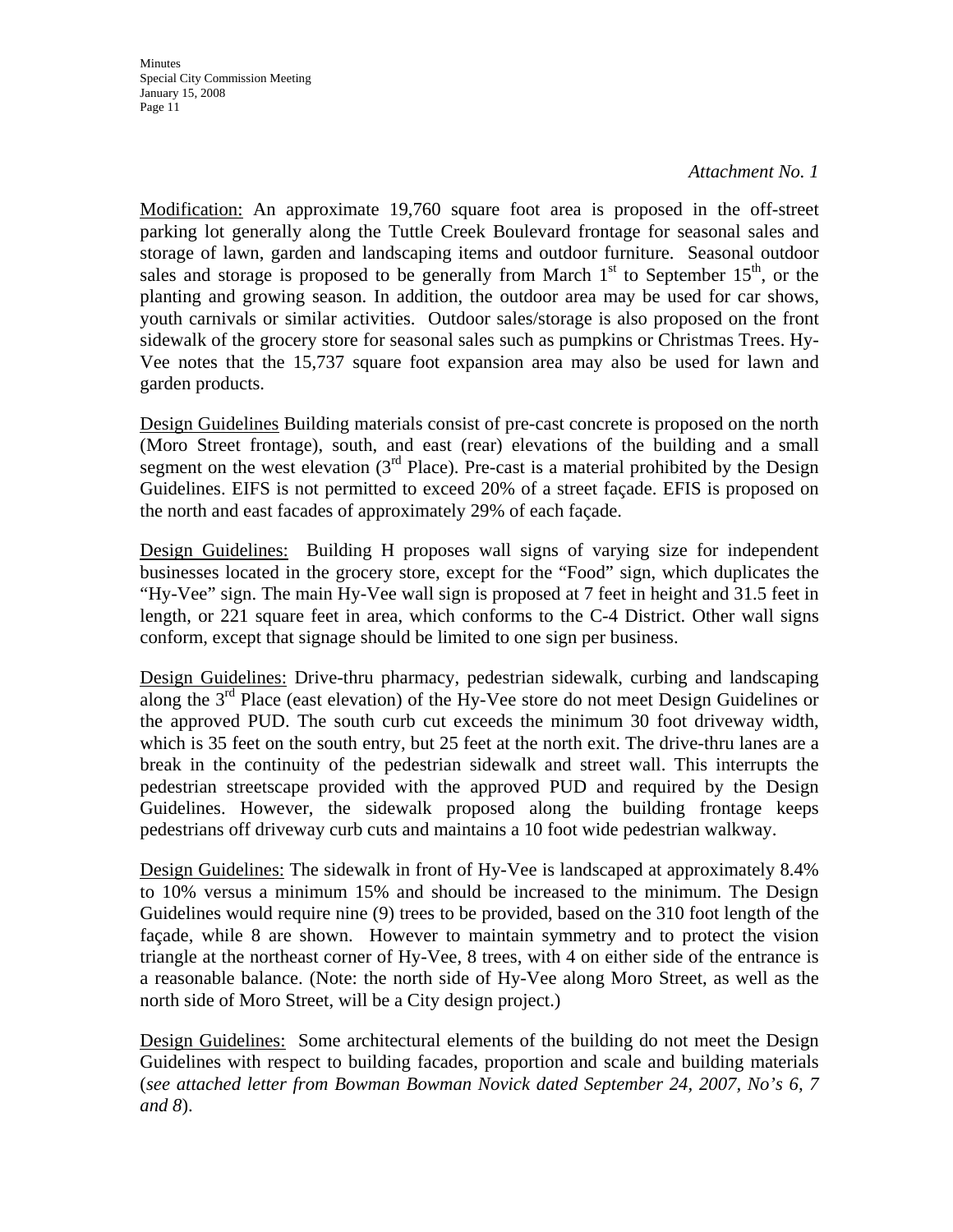*Attachment No. 1*

Modification: An approximate 19,760 square foot area is proposed in the off-street parking lot generally along the Tuttle Creek Boulevard frontage for seasonal sales and storage of lawn, garden and landscaping items and outdoor furniture. Seasonal outdoor sales and storage is proposed to be generally from March 1st to September 15th, or the planting and growing season. In addition, the outdoor area may be used for car shows, youth carnivals or similar activities. Outdoor sales/storage is also proposed on the front sidewalk of the grocery store for seasonal sales such as pumpkins or Christmas Trees. Hy-Vee notes that the 15,737 square foot expansion area may also be used for lawn and garden products.

Design Guidelines Building materials consist of pre-cast concrete is proposed on the north (Moro Street frontage), south, and east (rear) elevations of the building and a small segment on the west elevation (3rd Place). Pre-cast is a material prohibited by the Design Guidelines. EIFS is not permitted to exceed 20% of a street façade. EFIS is proposed on the north and east facades of approximately 29% of each façade.

Design Guidelines: Building H proposes wall signs of varying size for independent businesses located in the grocery store, except for the "Food" sign, which duplicates the "Hy-Vee" sign. The main Hy-Vee wall sign is proposed at 7 feet in height and 31.5 feet in length, or 221 square feet in area, which conforms to the C-4 District. Other wall signs conform, except that signage should be limited to one sign per business.

Design Guidelines: Drive-thru pharmacy, pedestrian sidewalk, curbing and landscaping along the 3rd Place (east elevation) of the Hy-Vee store do not meet Design Guidelines or the approved PUD. The south curb cut exceeds the minimum 30 foot driveway width, which is 35 feet on the south entry, but 25 feet at the north exit. The drive-thru lanes are a break in the continuity of the pedestrian sidewalk and street wall. This interrupts the pedestrian streetscape provided with the approved PUD and required by the Design Guidelines. However, the sidewalk proposed along the building frontage keeps pedestrians off driveway curb cuts and maintains a 10 foot wide pedestrian walkway.

Design Guidelines: The sidewalk in front of Hy-Vee is landscaped at approximately 8.4% to 10% versus a minimum 15% and should be increased to the minimum. The Design Guidelines would require nine (9) trees to be provided, based on the 310 foot length of the façade, while 8 are shown. However to maintain symmetry and to protect the vision triangle at the northeast corner of Hy-Vee, 8 trees, with 4 on either side of the entrance is a reasonable balance. (Note: the north side of Hy-Vee along Moro Street, as well as the north side of Moro Street, will be a City design project.)

Design Guidelines: Some architectural elements of the building do not meet the Design Guidelines with respect to building facades, proportion and scale and building materials (*see attached letter from Bowman Bowman Novick dated September 24, 2007, No's 6, 7 and 8*).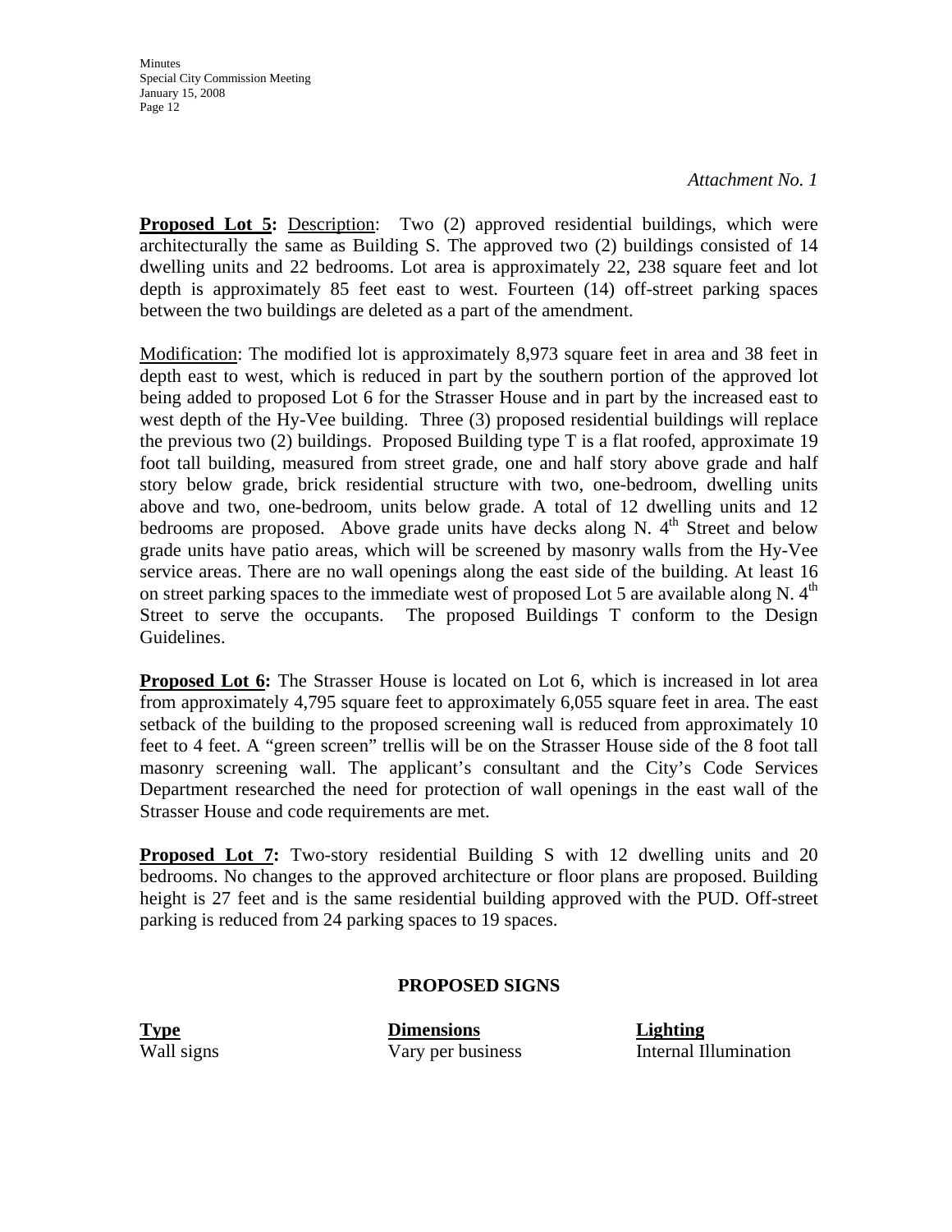*Attachment No. 1*

**Proposed Lot 5:** Description: Two (2) approved residential buildings, which were architecturally the same as Building S. The approved two (2) buildings consisted of 14 dwelling units and 22 bedrooms. Lot area is approximately 22, 238 square feet and lot depth is approximately 85 feet east to west. Fourteen (14) off-street parking spaces between the two buildings are deleted as a part of the amendment.

Modification: The modified lot is approximately 8,973 square feet in area and 38 feet in depth east to west, which is reduced in part by the southern portion of the approved lot being added to proposed Lot 6 for the Strasser House and in part by the increased east to west depth of the Hy-Vee building. Three (3) proposed residential buildings will replace the previous two (2) buildings. Proposed Building type T is a flat roofed, approximate 19 foot tall building, measured from street grade, one and half story above grade and half story below grade, brick residential structure with two, one-bedroom, dwelling units above and two, one-bedroom, units below grade. A total of 12 dwelling units and 12 bedrooms are proposed. Above grade units have decks along N. 4th Street and below grade units have patio areas, which will be screened by masonry walls from the Hy-Vee service areas. There are no wall openings along the east side of the building. At least 16 on street parking spaces to the immediate west of proposed Lot 5 are available along N. 4th Street to serve the occupants. The proposed Buildings T conform to the Design Guidelines.

**Proposed Lot 6:** The Strasser House is located on Lot 6, which is increased in lot area from approximately 4,795 square feet to approximately 6,055 square feet in area. The east setback of the building to the proposed screening wall is reduced from approximately 10 feet to 4 feet. A "green screen" trellis will be on the Strasser House side of the 8 foot tall masonry screening wall. The applicant's consultant and the City's Code Services Department researched the need for protection of wall openings in the east wall of the Strasser House and code requirements are met.

**Proposed Lot 7:** Two-story residential Building S with 12 dwelling units and 20 bedrooms. No changes to the approved architecture or floor plans are proposed. Building height is 27 feet and is the same residential building approved with the PUD. Off-street parking is reduced from 24 parking spaces to 19 spaces.

**PROPOSED SIGNS**

| Type | Dimensions | Lighting |
|---|---|---|
| Wall signs | Vary per business | Internal Illumination |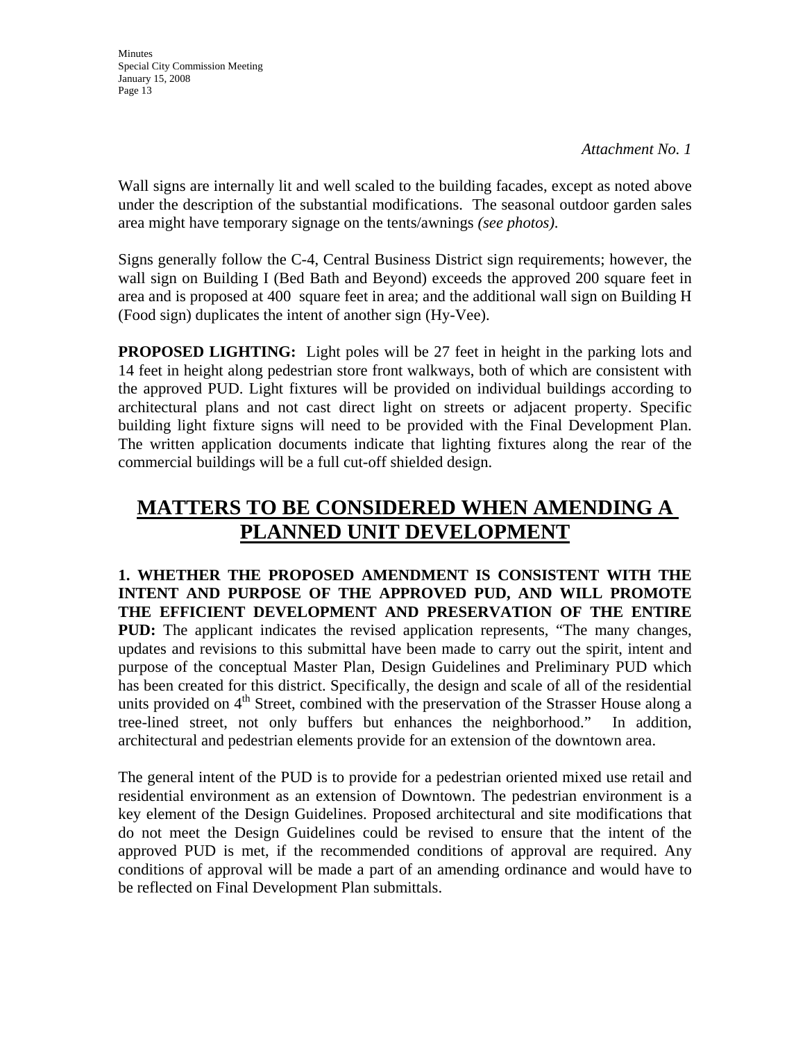*Attachment No. 1*

Wall signs are internally lit and well scaled to the building facades, except as noted above under the description of the substantial modifications. The seasonal outdoor garden sales area might have temporary signage on the tents/awnings *(see photos)*.

Signs generally follow the C-4, Central Business District sign requirements; however, the wall sign on Building I (Bed Bath and Beyond) exceeds the approved 200 square feet in area and is proposed at 400 square feet in area; and the additional wall sign on Building H (Food sign) duplicates the intent of another sign (Hy-Vee).

**PROPOSED LIGHTING:** Light poles will be 27 feet in height in the parking lots and 14 feet in height along pedestrian store front walkways, both of which are consistent with the approved PUD. Light fixtures will be provided on individual buildings according to architectural plans and not cast direct light on streets or adjacent property. Specific building light fixture signs will need to be provided with the Final Development Plan. The written application documents indicate that lighting fixtures along the rear of the commercial buildings will be a full cut-off shielded design.

## MATTERS TO BE CONSIDERED WHEN AMENDING A PLANNED UNIT DEVELOPMENT

**1. WHETHER THE PROPOSED AMENDMENT IS CONSISTENT WITH THE INTENT AND PURPOSE OF THE APPROVED PUD, AND WILL PROMOTE THE EFFICIENT DEVELOPMENT AND PRESERVATION OF THE ENTIRE PUD:** The applicant indicates the revised application represents, "The many changes, updates and revisions to this submittal have been made to carry out the spirit, intent and purpose of the conceptual Master Plan, Design Guidelines and Preliminary PUD which has been created for this district. Specifically, the design and scale of all of the residential units provided on 4th Street, combined with the preservation of the Strasser House along a tree-lined street, not only buffers but enhances the neighborhood." In addition, architectural and pedestrian elements provide for an extension of the downtown area.

The general intent of the PUD is to provide for a pedestrian oriented mixed use retail and residential environment as an extension of Downtown. The pedestrian environment is a key element of the Design Guidelines. Proposed architectural and site modifications that do not meet the Design Guidelines could be revised to ensure that the intent of the approved PUD is met, if the recommended conditions of approval are required. Any conditions of approval will be made a part of an amending ordinance and would have to be reflected on Final Development Plan submittals.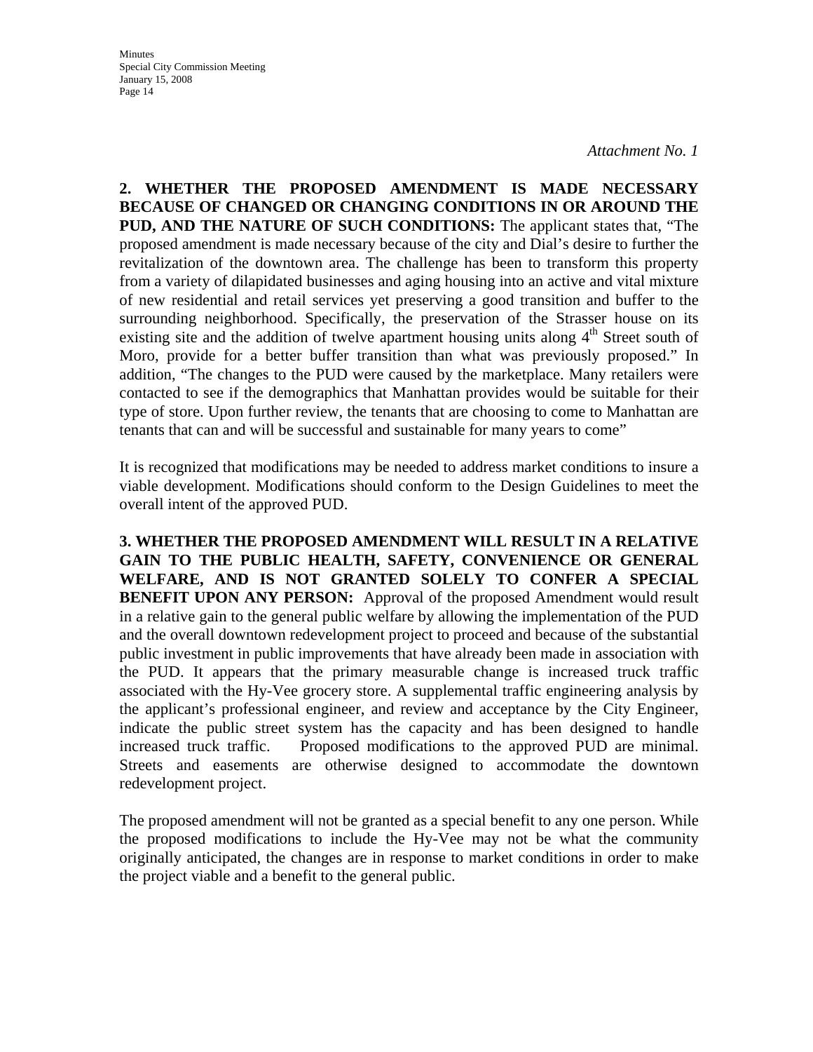*Attachment No. 1*

**2. WHETHER THE PROPOSED AMENDMENT IS MADE NECESSARY BECAUSE OF CHANGED OR CHANGING CONDITIONS IN OR AROUND THE PUD, AND THE NATURE OF SUCH CONDITIONS:** The applicant states that, "The proposed amendment is made necessary because of the city and Dial's desire to further the revitalization of the downtown area. The challenge has been to transform this property from a variety of dilapidated businesses and aging housing into an active and vital mixture of new residential and retail services yet preserving a good transition and buffer to the surrounding neighborhood. Specifically, the preservation of the Strasser house on its existing site and the addition of twelve apartment housing units along 4th Street south of Moro, provide for a better buffer transition than what was previously proposed." In addition, "The changes to the PUD were caused by the marketplace. Many retailers were contacted to see if the demographics that Manhattan provides would be suitable for their type of store. Upon further review, the tenants that are choosing to come to Manhattan are tenants that can and will be successful and sustainable for many years to come"

It is recognized that modifications may be needed to address market conditions to insure a viable development. Modifications should conform to the Design Guidelines to meet the overall intent of the approved PUD.

**3. WHETHER THE PROPOSED AMENDMENT WILL RESULT IN A RELATIVE GAIN TO THE PUBLIC HEALTH, SAFETY, CONVENIENCE OR GENERAL WELFARE, AND IS NOT GRANTED SOLELY TO CONFER A SPECIAL BENEFIT UPON ANY PERSON:** Approval of the proposed Amendment would result in a relative gain to the general public welfare by allowing the implementation of the PUD and the overall downtown redevelopment project to proceed and because of the substantial public investment in public improvements that have already been made in association with the PUD. It appears that the primary measurable change is increased truck traffic associated with the Hy-Vee grocery store. A supplemental traffic engineering analysis by the applicant's professional engineer, and review and acceptance by the City Engineer, indicate the public street system has the capacity and has been designed to handle increased truck traffic. Proposed modifications to the approved PUD are minimal. Streets and easements are otherwise designed to accommodate the downtown redevelopment project.

The proposed amendment will not be granted as a special benefit to any one person. While the proposed modifications to include the Hy-Vee may not be what the community originally anticipated, the changes are in response to market conditions in order to make the project viable and a benefit to the general public.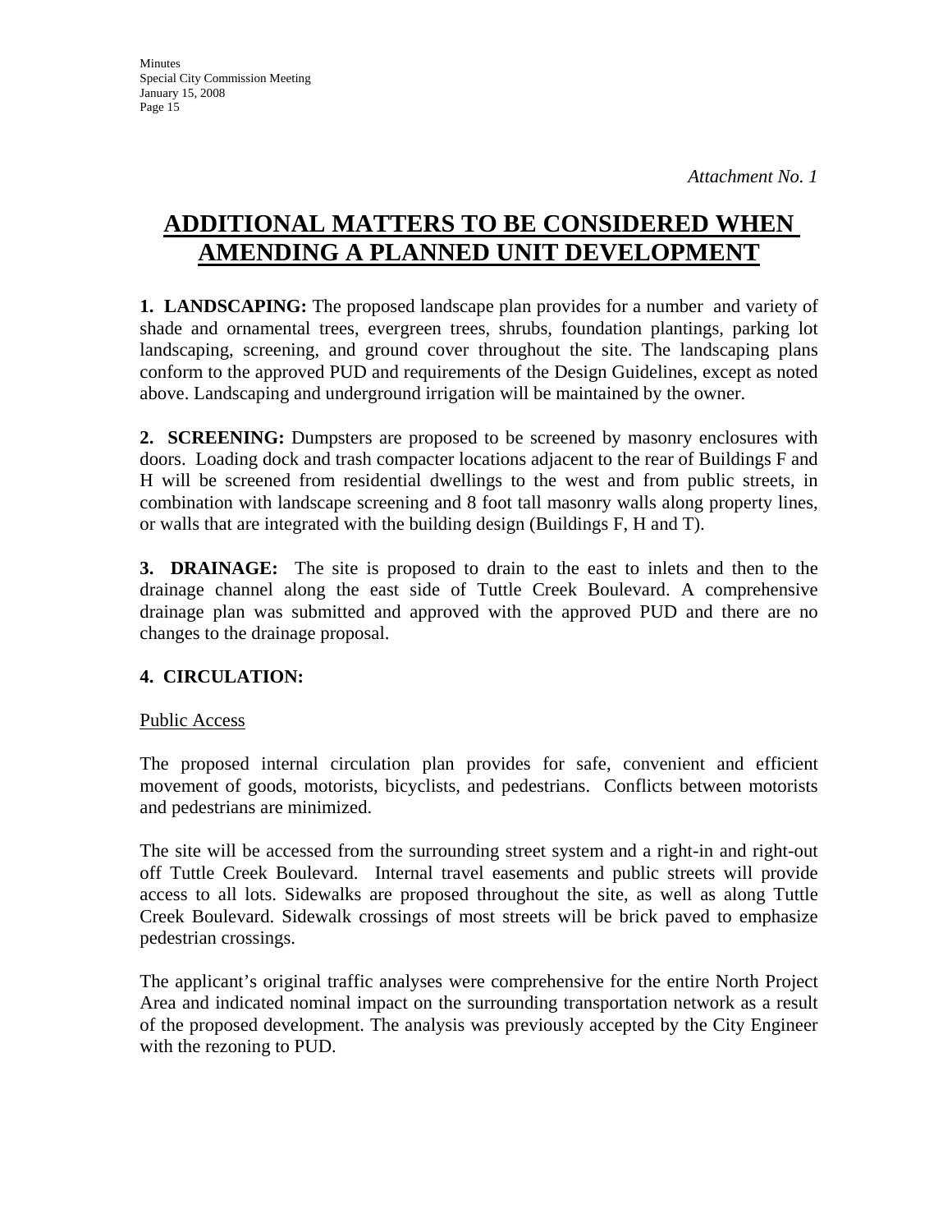*Attachment No. 1*

# ADDITIONAL MATTERS TO BE CONSIDERED WHEN AMENDING A PLANNED UNIT DEVELOPMENT

**1. LANDSCAPING:** The proposed landscape plan provides for a number and variety of shade and ornamental trees, evergreen trees, shrubs, foundation plantings, parking lot landscaping, screening, and ground cover throughout the site. The landscaping plans conform to the approved PUD and requirements of the Design Guidelines, except as noted above. Landscaping and underground irrigation will be maintained by the owner.

**2. SCREENING:** Dumpsters are proposed to be screened by masonry enclosures with doors. Loading dock and trash compacter locations adjacent to the rear of Buildings F and H will be screened from residential dwellings to the west and from public streets, in combination with landscape screening and 8 foot tall masonry walls along property lines, or walls that are integrated with the building design (Buildings F, H and T).

**3. DRAINAGE:** The site is proposed to drain to the east to inlets and then to the drainage channel along the east side of Tuttle Creek Boulevard. A comprehensive drainage plan was submitted and approved with the approved PUD and there are no changes to the drainage proposal.

**4. CIRCULATION:**

Public Access

The proposed internal circulation plan provides for safe, convenient and efficient movement of goods, motorists, bicyclists, and pedestrians. Conflicts between motorists and pedestrians are minimized.

The site will be accessed from the surrounding street system and a right-in and right-out off Tuttle Creek Boulevard. Internal travel easements and public streets will provide access to all lots. Sidewalks are proposed throughout the site, as well as along Tuttle Creek Boulevard. Sidewalk crossings of most streets will be brick paved to emphasize pedestrian crossings.

The applicant's original traffic analyses were comprehensive for the entire North Project Area and indicated nominal impact on the surrounding transportation network as a result of the proposed development. The analysis was previously accepted by the City Engineer with the rezoning to PUD.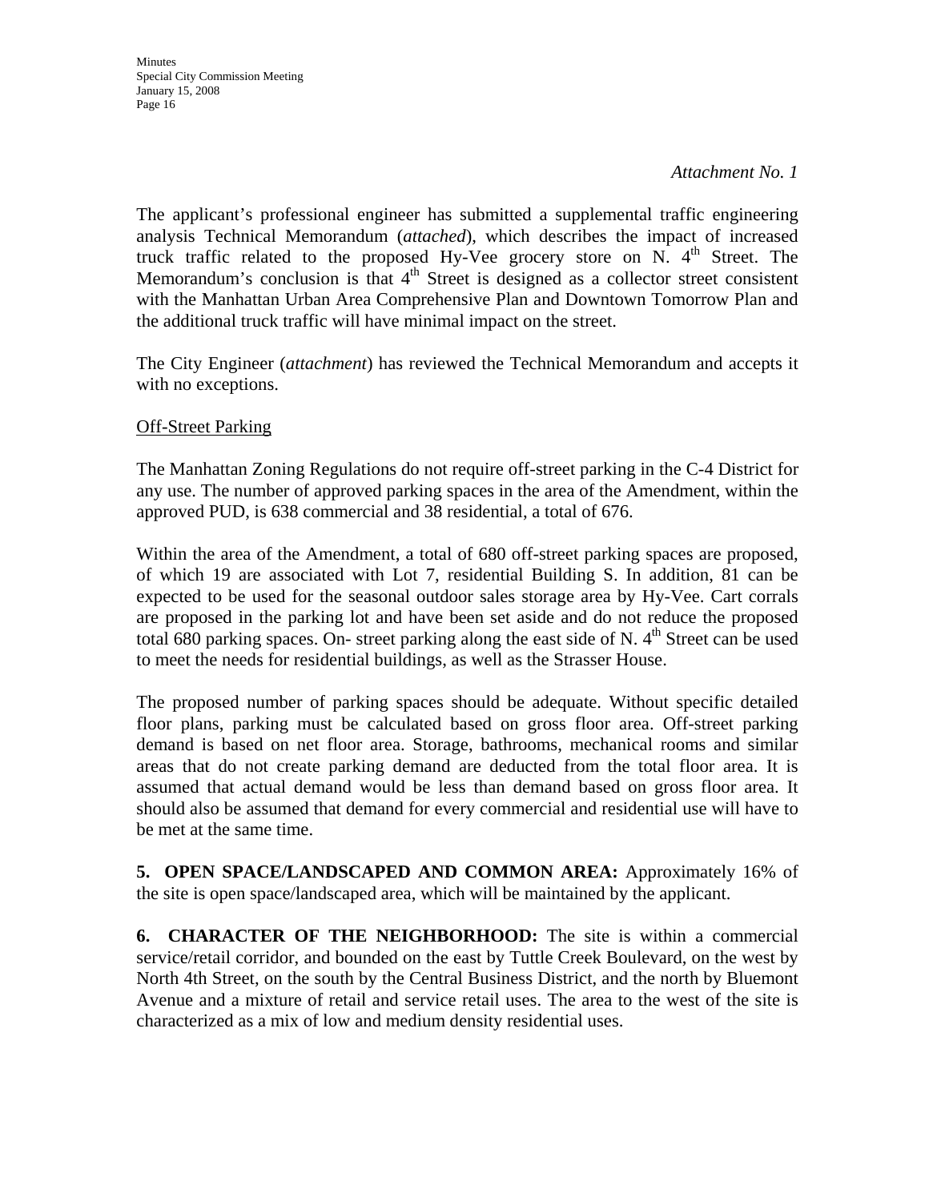*Attachment No. 1*

The applicant's professional engineer has submitted a supplemental traffic engineering analysis Technical Memorandum (*attached*), which describes the impact of increased truck traffic related to the proposed Hy-Vee grocery store on N. 4th Street. The Memorandum's conclusion is that 4th Street is designed as a collector street consistent with the Manhattan Urban Area Comprehensive Plan and Downtown Tomorrow Plan and the additional truck traffic will have minimal impact on the street.

The City Engineer (*attachment*) has reviewed the Technical Memorandum and accepts it with no exceptions.

Off-Street Parking

The Manhattan Zoning Regulations do not require off-street parking in the C-4 District for any use. The number of approved parking spaces in the area of the Amendment, within the approved PUD, is 638 commercial and 38 residential, a total of 676.

Within the area of the Amendment, a total of 680 off-street parking spaces are proposed, of which 19 are associated with Lot 7, residential Building S. In addition, 81 can be expected to be used for the seasonal outdoor sales storage area by Hy-Vee. Cart corrals are proposed in the parking lot and have been set aside and do not reduce the proposed total 680 parking spaces. On- street parking along the east side of N. 4th Street can be used to meet the needs for residential buildings, as well as the Strasser House.

The proposed number of parking spaces should be adequate. Without specific detailed floor plans, parking must be calculated based on gross floor area. Off-street parking demand is based on net floor area. Storage, bathrooms, mechanical rooms and similar areas that do not create parking demand are deducted from the total floor area. It is assumed that actual demand would be less than demand based on gross floor area. It should also be assumed that demand for every commercial and residential use will have to be met at the same time.

**5. OPEN SPACE/LANDSCAPED AND COMMON AREA:** Approximately 16% of the site is open space/landscaped area, which will be maintained by the applicant.

**6. CHARACTER OF THE NEIGHBORHOOD:** The site is within a commercial service/retail corridor, and bounded on the east by Tuttle Creek Boulevard, on the west by North 4th Street, on the south by the Central Business District, and the north by Bluemont Avenue and a mixture of retail and service retail uses. The area to the west of the site is characterized as a mix of low and medium density residential uses.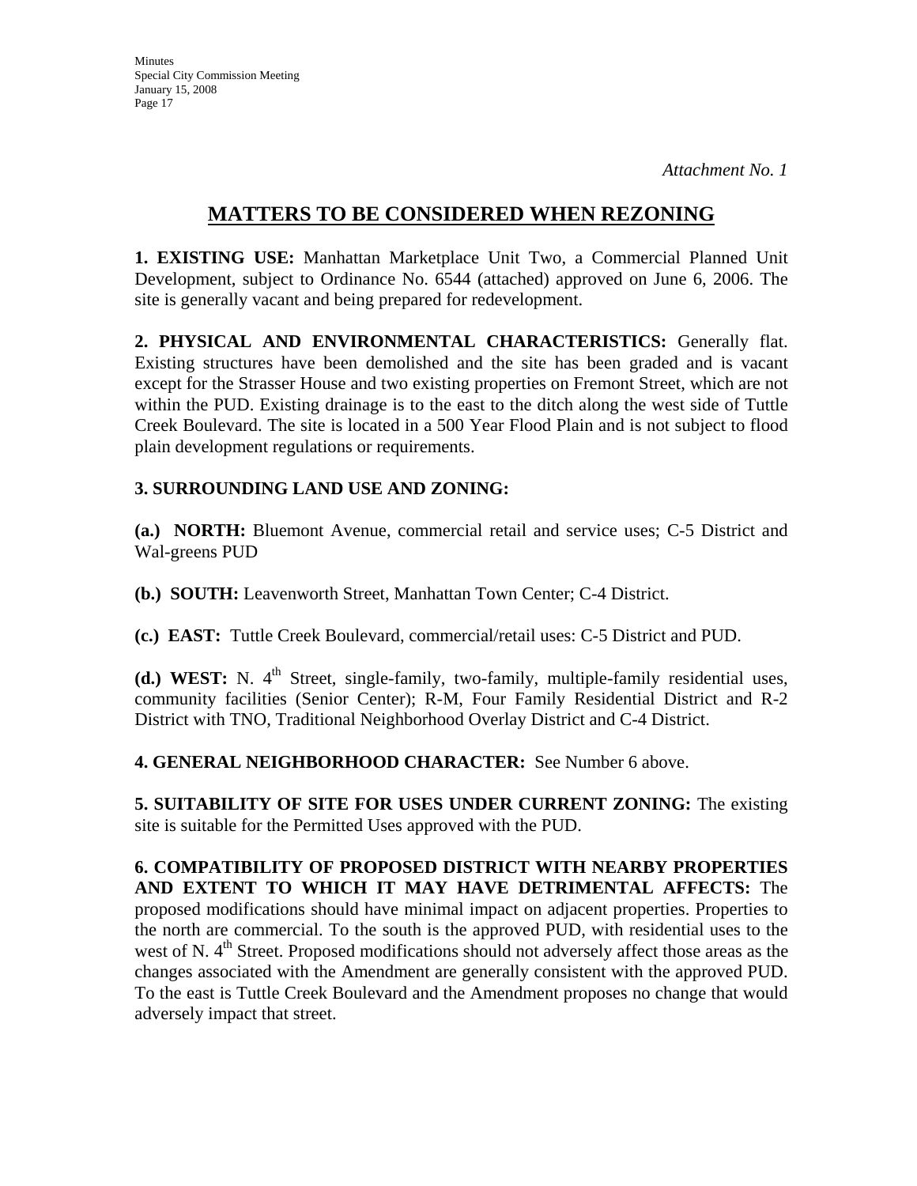*Attachment No. 1*

# MATTERS TO BE CONSIDERED WHEN REZONING

**1. EXISTING USE:** Manhattan Marketplace Unit Two, a Commercial Planned Unit Development, subject to Ordinance No. 6544 (attached) approved on June 6, 2006. The site is generally vacant and being prepared for redevelopment.

**2. PHYSICAL AND ENVIRONMENTAL CHARACTERISTICS:** Generally flat. Existing structures have been demolished and the site has been graded and is vacant except for the Strasser House and two existing properties on Fremont Street, which are not within the PUD. Existing drainage is to the east to the ditch along the west side of Tuttle Creek Boulevard. The site is located in a 500 Year Flood Plain and is not subject to flood plain development regulations or requirements.

**3. SURROUNDING LAND USE AND ZONING:**

**(a.) NORTH:** Bluemont Avenue, commercial retail and service uses; C-5 District and Wal-greens PUD

**(b.) SOUTH:** Leavenworth Street, Manhattan Town Center; C-4 District.

**(c.) EAST:** Tuttle Creek Boulevard, commercial/retail uses: C-5 District and PUD.

**(d.) WEST:** N. 4th Street, single-family, two-family, multiple-family residential uses, community facilities (Senior Center); R-M, Four Family Residential District and R-2 District with TNO, Traditional Neighborhood Overlay District and C-4 District.

**4. GENERAL NEIGHBORHOOD CHARACTER:** See Number 6 above.

**5. SUITABILITY OF SITE FOR USES UNDER CURRENT ZONING:** The existing site is suitable for the Permitted Uses approved with the PUD.

**6. COMPATIBILITY OF PROPOSED DISTRICT WITH NEARBY PROPERTIES AND EXTENT TO WHICH IT MAY HAVE DETRIMENTAL AFFECTS:** The proposed modifications should have minimal impact on adjacent properties. Properties to the north are commercial. To the south is the approved PUD, with residential uses to the west of N. 4th Street. Proposed modifications should not adversely affect those areas as the changes associated with the Amendment are generally consistent with the approved PUD. To the east is Tuttle Creek Boulevard and the Amendment proposes no change that would adversely impact that street.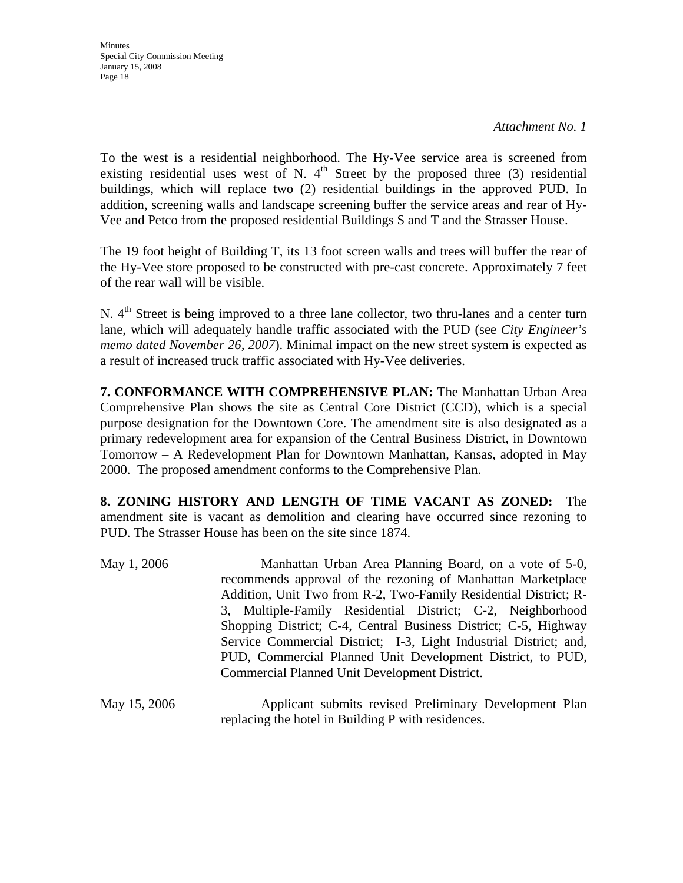*Attachment No. 1*

To the west is a residential neighborhood. The Hy-Vee service area is screened from existing residential uses west of N. 4th Street by the proposed three (3) residential buildings, which will replace two (2) residential buildings in the approved PUD. In addition, screening walls and landscape screening buffer the service areas and rear of Hy-Vee and Petco from the proposed residential Buildings S and T and the Strasser House.

The 19 foot height of Building T, its 13 foot screen walls and trees will buffer the rear of the Hy-Vee store proposed to be constructed with pre-cast concrete. Approximately 7 feet of the rear wall will be visible.

N. 4th Street is being improved to a three lane collector, two thru-lanes and a center turn lane, which will adequately handle traffic associated with the PUD (see *City Engineer's memo dated November 26, 2007*). Minimal impact on the new street system is expected as a result of increased truck traffic associated with Hy-Vee deliveries.

**7. CONFORMANCE WITH COMPREHENSIVE PLAN:** The Manhattan Urban Area Comprehensive Plan shows the site as Central Core District (CCD), which is a special purpose designation for the Downtown Core. The amendment site is also designated as a primary redevelopment area for expansion of the Central Business District, in Downtown Tomorrow – A Redevelopment Plan for Downtown Manhattan, Kansas, adopted in May 2000. The proposed amendment conforms to the Comprehensive Plan.

**8. ZONING HISTORY AND LENGTH OF TIME VACANT AS ZONED:** The amendment site is vacant as demolition and clearing have occurred since rezoning to PUD. The Strasser House has been on the site since 1874.

May 1, 2006 — Manhattan Urban Area Planning Board, on a vote of 5-0, recommends approval of the rezoning of Manhattan Marketplace Addition, Unit Two from R-2, Two-Family Residential District; R-3, Multiple-Family Residential District; C-2, Neighborhood Shopping District; C-4, Central Business District; C-5, Highway Service Commercial District; I-3, Light Industrial District; and, PUD, Commercial Planned Unit Development District, to PUD, Commercial Planned Unit Development District.

May 15, 2006 — Applicant submits revised Preliminary Development Plan replacing the hotel in Building P with residences.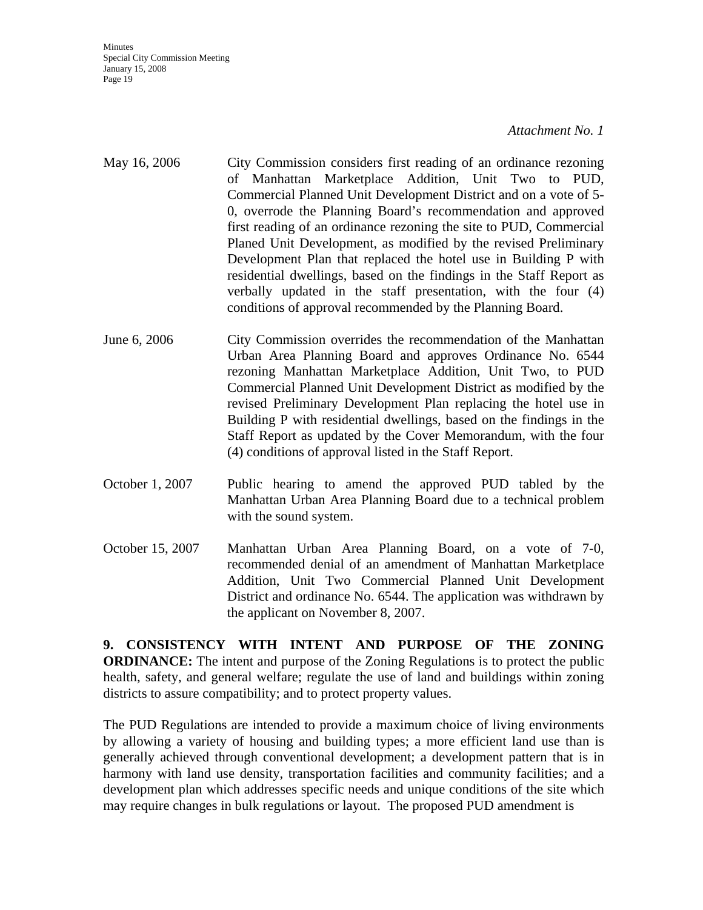*Attachment No. 1*

| | |
|---|---|
| May 16, 2006 | City Commission considers first reading of an ordinance rezoning of Manhattan Marketplace Addition, Unit Two to PUD, Commercial Planned Unit Development District and on a vote of 5-0, overrode the Planning Board's recommendation and approved first reading of an ordinance rezoning the site to PUD, Commercial Planed Unit Development, as modified by the revised Preliminary Development Plan that replaced the hotel use in Building P with residential dwellings, based on the findings in the Staff Report as verbally updated in the staff presentation, with the four (4) conditions of approval recommended by the Planning Board. |
| June 6, 2006 | City Commission overrides the recommendation of the Manhattan Urban Area Planning Board and approves Ordinance No. 6544 rezoning Manhattan Marketplace Addition, Unit Two, to PUD Commercial Planned Unit Development District as modified by the revised Preliminary Development Plan replacing the hotel use in Building P with residential dwellings, based on the findings in the Staff Report as updated by the Cover Memorandum, with the four (4) conditions of approval listed in the Staff Report. |
| October 1, 2007 | Public hearing to amend the approved PUD tabled by the Manhattan Urban Area Planning Board due to a technical problem with the sound system. |
| October 15, 2007 | Manhattan Urban Area Planning Board, on a vote of 7-0, recommended denial of an amendment of Manhattan Marketplace Addition, Unit Two Commercial Planned Unit Development District and ordinance No. 6544. The application was withdrawn by the applicant on November 8, 2007. |

**9. CONSISTENCY WITH INTENT AND PURPOSE OF THE ZONING ORDINANCE:** The intent and purpose of the Zoning Regulations is to protect the public health, safety, and general welfare; regulate the use of land and buildings within zoning districts to assure compatibility; and to protect property values.

The PUD Regulations are intended to provide a maximum choice of living environments by allowing a variety of housing and building types; a more efficient land use than is generally achieved through conventional development; a development pattern that is in harmony with land use density, transportation facilities and community facilities; and a development plan which addresses specific needs and unique conditions of the site which may require changes in bulk regulations or layout. The proposed PUD amendment is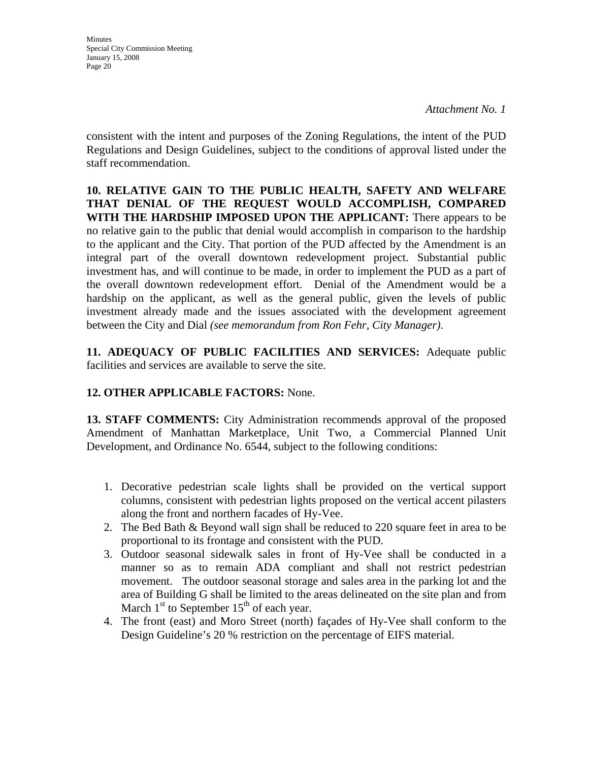*Attachment No. 1*

consistent with the intent and purposes of the Zoning Regulations, the intent of the PUD Regulations and Design Guidelines, subject to the conditions of approval listed under the staff recommendation.

**10. RELATIVE GAIN TO THE PUBLIC HEALTH, SAFETY AND WELFARE THAT DENIAL OF THE REQUEST WOULD ACCOMPLISH, COMPARED WITH THE HARDSHIP IMPOSED UPON THE APPLICANT:** There appears to be no relative gain to the public that denial would accomplish in comparison to the hardship to the applicant and the City. That portion of the PUD affected by the Amendment is an integral part of the overall downtown redevelopment project. Substantial public investment has, and will continue to be made, in order to implement the PUD as a part of the overall downtown redevelopment effort. Denial of the Amendment would be a hardship on the applicant, as well as the general public, given the levels of public investment already made and the issues associated with the development agreement between the City and Dial *(see memorandum from Ron Fehr, City Manager)*.

**11. ADEQUACY OF PUBLIC FACILITIES AND SERVICES:** Adequate public facilities and services are available to serve the site.

**12. OTHER APPLICABLE FACTORS:** None.

**13. STAFF COMMENTS:** City Administration recommends approval of the proposed Amendment of Manhattan Marketplace, Unit Two, a Commercial Planned Unit Development, and Ordinance No. 6544, subject to the following conditions:

1. Decorative pedestrian scale lights shall be provided on the vertical support columns, consistent with pedestrian lights proposed on the vertical accent pilasters along the front and northern facades of Hy-Vee.
2. The Bed Bath & Beyond wall sign shall be reduced to 220 square feet in area to be proportional to its frontage and consistent with the PUD.
3. Outdoor seasonal sidewalk sales in front of Hy-Vee shall be conducted in a manner so as to remain ADA compliant and shall not restrict pedestrian movement. The outdoor seasonal storage and sales area in the parking lot and the area of Building G shall be limited to the areas delineated on the site plan and from March 1st to September 15th of each year.
4. The front (east) and Moro Street (north) façades of Hy-Vee shall conform to the Design Guideline's 20 % restriction on the percentage of EIFS material.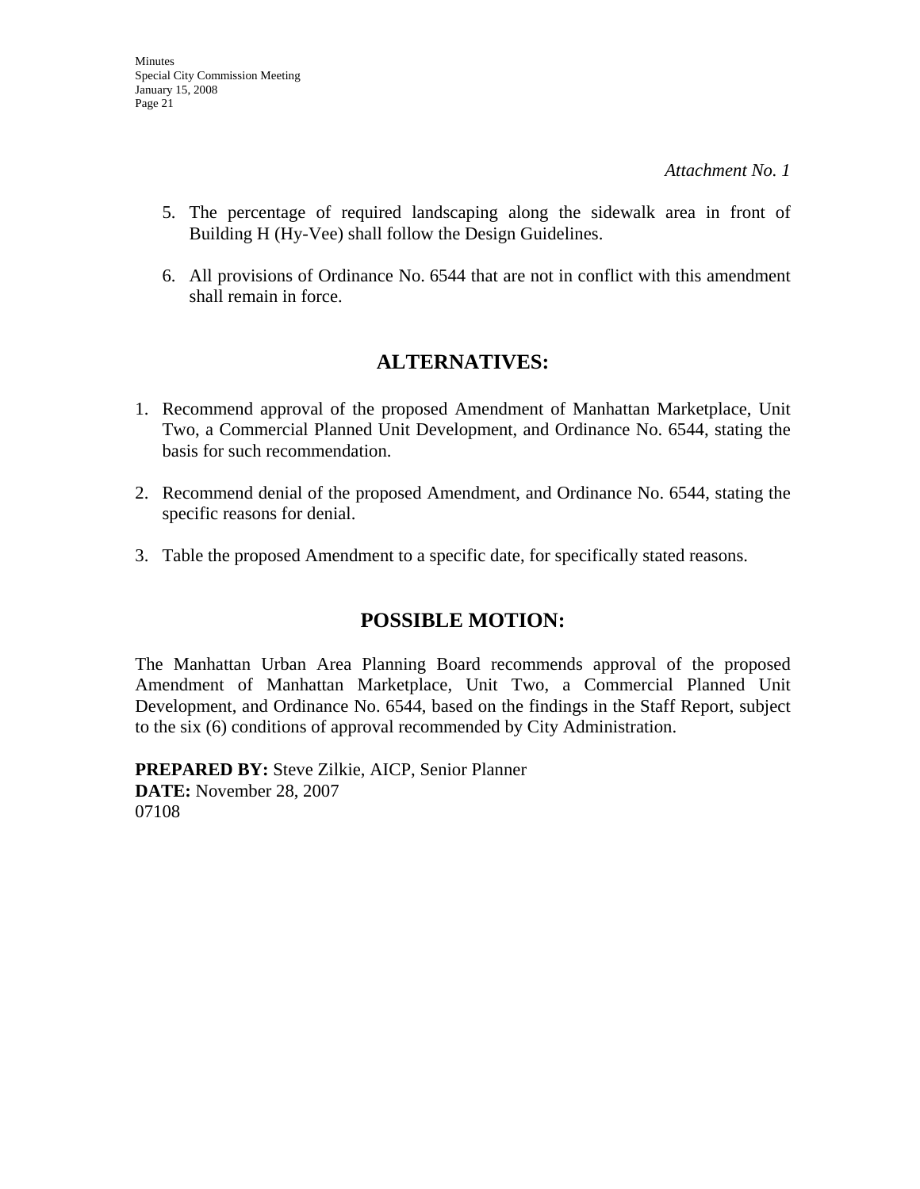*Attachment No. 1*

5. The percentage of required landscaping along the sidewalk area in front of Building H (Hy-Vee) shall follow the Design Guidelines.

6. All provisions of Ordinance No. 6544 that are not in conflict with this amendment shall remain in force.

## ALTERNATIVES:

1. Recommend approval of the proposed Amendment of Manhattan Marketplace, Unit Two, a Commercial Planned Unit Development, and Ordinance No. 6544, stating the basis for such recommendation.

2. Recommend denial of the proposed Amendment, and Ordinance No. 6544, stating the specific reasons for denial.

3. Table the proposed Amendment to a specific date, for specifically stated reasons.

## POSSIBLE MOTION:

The Manhattan Urban Area Planning Board recommends approval of the proposed Amendment of Manhattan Marketplace, Unit Two, a Commercial Planned Unit Development, and Ordinance No. 6544, based on the findings in the Staff Report, subject to the six (6) conditions of approval recommended by City Administration.

**PREPARED BY:** Steve Zilkie, AICP, Senior Planner
**DATE:** November 28, 2007
07108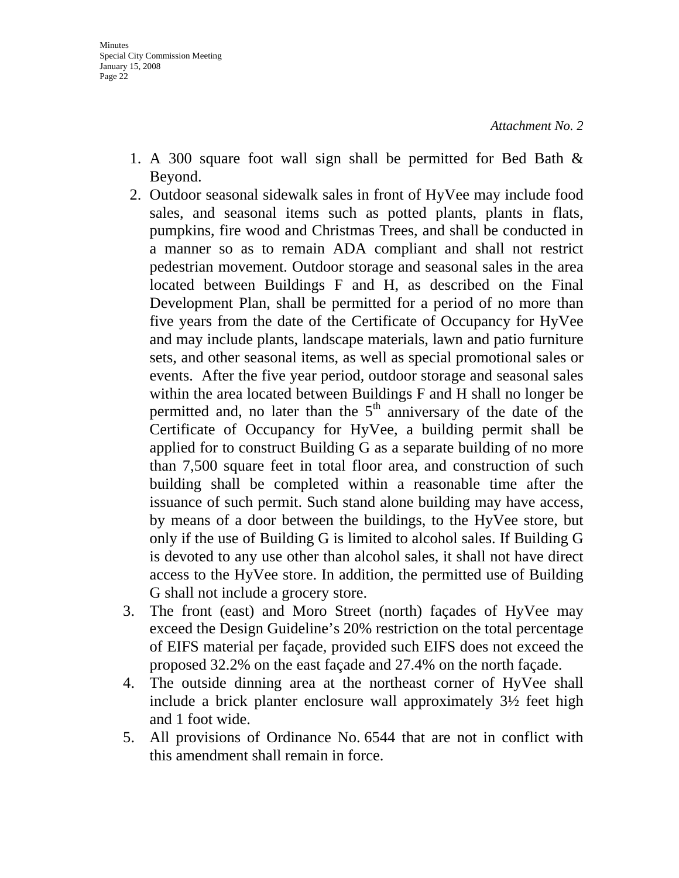*Attachment No. 2*

1. A 300 square foot wall sign shall be permitted for Bed Bath & Beyond.
2. Outdoor seasonal sidewalk sales in front of HyVee may include food sales, and seasonal items such as potted plants, plants in flats, pumpkins, fire wood and Christmas Trees, and shall be conducted in a manner so as to remain ADA compliant and shall not restrict pedestrian movement. Outdoor storage and seasonal sales in the area located between Buildings F and H, as described on the Final Development Plan, shall be permitted for a period of no more than five years from the date of the Certificate of Occupancy for HyVee and may include plants, landscape materials, lawn and patio furniture sets, and other seasonal items, as well as special promotional sales or events. After the five year period, outdoor storage and seasonal sales within the area located between Buildings F and H shall no longer be permitted and, no later than the 5th anniversary of the date of the Certificate of Occupancy for HyVee, a building permit shall be applied for to construct Building G as a separate building of no more than 7,500 square feet in total floor area, and construction of such building shall be completed within a reasonable time after the issuance of such permit. Such stand alone building may have access, by means of a door between the buildings, to the HyVee store, but only if the use of Building G is limited to alcohol sales. If Building G is devoted to any use other than alcohol sales, it shall not have direct access to the HyVee store. In addition, the permitted use of Building G shall not include a grocery store.
3. The front (east) and Moro Street (north) façades of HyVee may exceed the Design Guideline's 20% restriction on the total percentage of EIFS material per façade, provided such EIFS does not exceed the proposed 32.2% on the east façade and 27.4% on the north façade.
4. The outside dinning area at the northeast corner of HyVee shall include a brick planter enclosure wall approximately 3½ feet high and 1 foot wide.
5. All provisions of Ordinance No. 6544 that are not in conflict with this amendment shall remain in force.